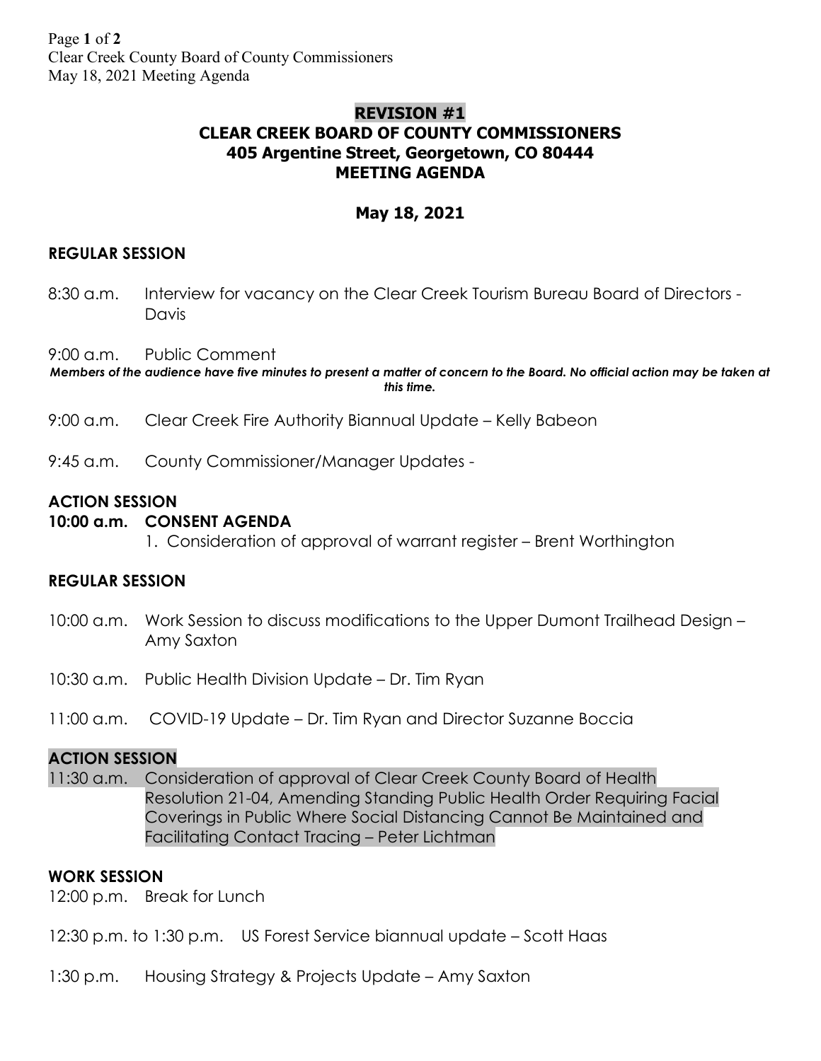**REVISION #1**

# CLEAR CREEK BOARD OF COUNTY COMMISSIONERS
## 405 Argentine Street, Georgetown, CO 80444
## MEETING AGENDA

## May 18, 2021

### REGULAR SESSION

8:30 a.m. Interview for vacancy on the Clear Creek Tourism Bureau Board of Directors - Davis

9:00 a.m. Public Comment

***Members of the audience have five minutes to present a matter of concern to the Board. No official action may be taken at this time.***

9:00 a.m. Clear Creek Fire Authority Biannual Update – Kelly Babeon

9:45 a.m. County Commissioner/Manager Updates -

### ACTION SESSION

**10:00 a.m. CONSENT AGENDA**

1. Consideration of approval of warrant register – Brent Worthington

### REGULAR SESSION

10:00 a.m. Work Session to discuss modifications to the Upper Dumont Trailhead Design – Amy Saxton

10:30 a.m. Public Health Division Update – Dr. Tim Ryan

11:00 a.m. COVID-19 Update – Dr. Tim Ryan and Director Suzanne Boccia

### ACTION SESSION

11:30 a.m. Consideration of approval of Clear Creek County Board of Health Resolution 21-04, Amending Standing Public Health Order Requiring Facial Coverings in Public Where Social Distancing Cannot Be Maintained and Facilitating Contact Tracing – Peter Lichtman

### WORK SESSION

12:00 p.m. Break for Lunch

12:30 p.m. to 1:30 p.m. US Forest Service biannual update – Scott Haas

1:30 p.m. Housing Strategy & Projects Update – Amy Saxton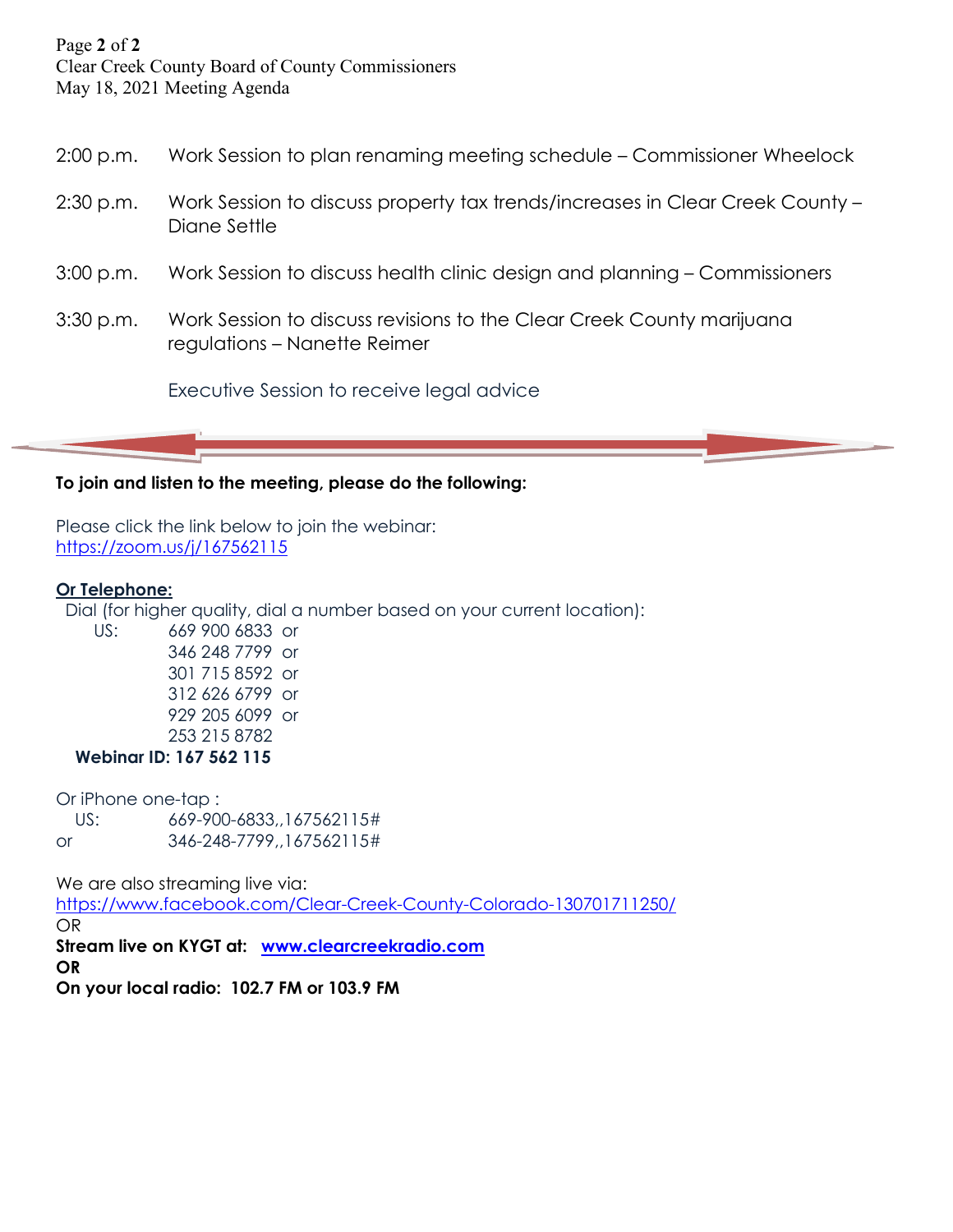2:00 p.m. Work Session to plan renaming meeting schedule – Commissioner Wheelock

2:30 p.m. Work Session to discuss property tax trends/increases in Clear Creek County – Diane Settle

3:00 p.m. Work Session to discuss health clinic design and planning – Commissioners

3:30 p.m. Work Session to discuss revisions to the Clear Creek County marijuana regulations – Nanette Reimer

Executive Session to receive legal advice

---

**To join and listen to the meeting, please do the following:**

Please click the link below to join the webinar:
https://zoom.us/j/167562115

**Or Telephone:**

Dial (for higher quality, dial a number based on your current location):

US: 669 900 6833 or
346 248 7799 or
301 715 8592 or
312 626 6799 or
929 205 6099 or
253 215 8782

**Webinar ID: 167 562 115**

Or iPhone one-tap :

US: 669-900-6833,,167562115#
or 346-248-7799,,167562115#

We are also streaming live via:
https://www.facebook.com/Clear-Creek-County-Colorado-130701711250/
OR
**Stream live on KYGT at: www.clearcreekradio.com**
**OR**
**On your local radio: 102.7 FM or 103.9 FM**